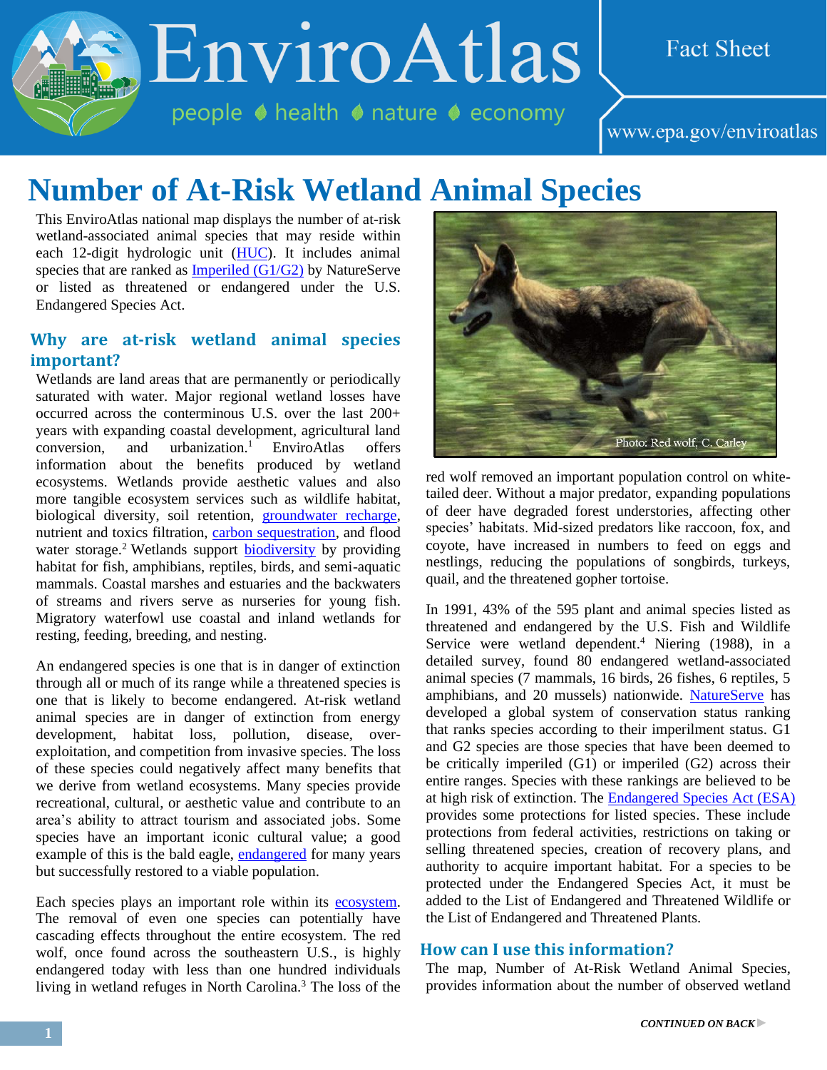# Number of At-Risk Wetland Animal Species

This EnviroAtlas national map displays the number of at-risk wetland-associated animal species that may reside within each 12-digit hydrologic unit (HUC). It includes animal species that are ranked as Imperiled (G1/G2) by NatureServe or listed as threatened or endangered under the U.S. Endangered Species Act.

## Why are at-risk wetland animal species important?

Wetlands are land areas that are permanently or periodically saturated with water. Major regional wetland losses have occurred across the conterminous U.S. over the last 200+ years with expanding coastal development, agricultural land conversion, and urbanization.[1] EnviroAtlas offers information about the benefits produced by wetland ecosystems. Wetlands provide aesthetic values and also more tangible ecosystem services such as wildlife habitat, biological diversity, soil retention, groundwater recharge, nutrient and toxics filtration, carbon sequestration, and flood water storage.[2] Wetlands support biodiversity by providing habitat for fish, amphibians, reptiles, birds, and semi-aquatic mammals. Coastal marshes and estuaries and the backwaters of streams and rivers serve as nurseries for young fish. Migratory waterfowl use coastal and inland wetlands for resting, feeding, breeding, and nesting.

An endangered species is one that is in danger of extinction through all or much of its range while a threatened species is one that is likely to become endangered. At-risk wetland animal species are in danger of extinction from energy development, habitat loss, pollution, disease, over-exploitation, and competition from invasive species. The loss of these species could negatively affect many benefits that we derive from wetland ecosystems. Many species provide recreational, cultural, or aesthetic value and contribute to an area's ability to attract tourism and associated jobs. Some species have an important iconic cultural value; a good example of this is the bald eagle, endangered for many years but successfully restored to a viable population.

Each species plays an important role within its ecosystem. The removal of even one species can potentially have cascading effects throughout the entire ecosystem. The red wolf, once found across the southeastern U.S., is highly endangered today with less than one hundred individuals living in wetland refuges in North Carolina.[3] The loss of the red wolf removed an important population control on white-tailed deer. Without a major predator, expanding populations of deer have degraded forest understories, affecting other species' habitats. Mid-sized predators like raccoon, fox, and coyote, have increased in numbers to feed on eggs and nestlings, reducing the populations of songbirds, turkeys, quail, and the threatened gopher tortoise.

Photo: Red wolf, C. Carley

In 1991, 43% of the 595 plant and animal species listed as threatened and endangered by the U.S. Fish and Wildlife Service were wetland dependent.[4] Niering (1988), in a detailed survey, found 80 endangered wetland-associated animal species (7 mammals, 16 birds, 26 fishes, 6 reptiles, 5 amphibians, and 20 mussels) nationwide. NatureServe has developed a global system of conservation status ranking that ranks species according to their imperilment status. G1 and G2 species are those species that have been deemed to be critically imperiled (G1) or imperiled (G2) across their entire ranges. Species with these rankings are believed to be at high risk of extinction. The Endangered Species Act (ESA) provides some protections for listed species. These include protections from federal activities, restrictions on taking or selling threatened species, creation of recovery plans, and authority to acquire important habitat. For a species to be protected under the Endangered Species Act, it must be added to the List of Endangered and Threatened Wildlife or the List of Endangered and Threatened Plants.

## How can I use this information?

The map, Number of At-Risk Wetland Animal Species, provides information about the number of observed wetland

***CONTINUED ON BACK***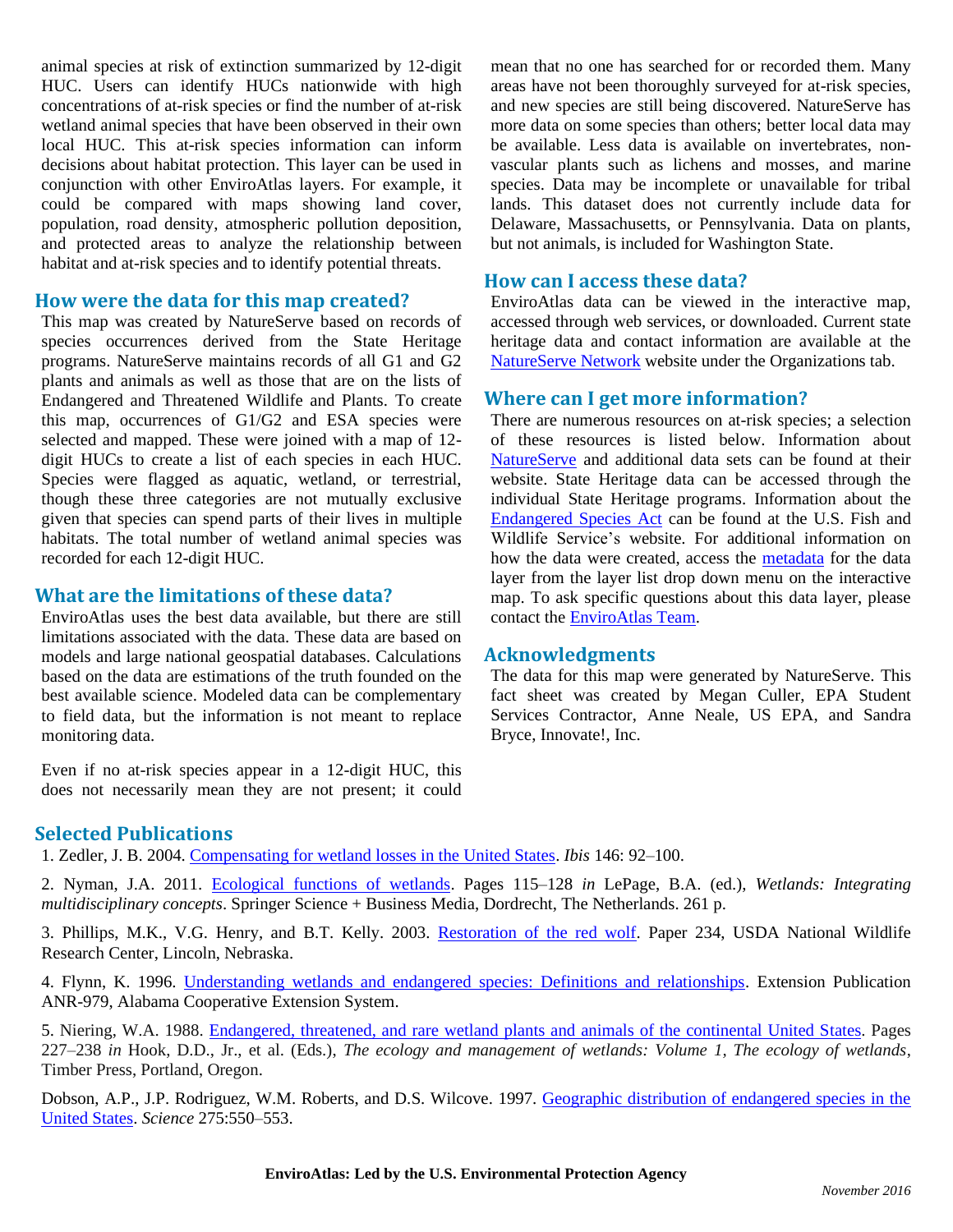animal species at risk of extinction summarized by 12-digit HUC. Users can identify HUCs nationwide with high concentrations of at-risk species or find the number of at-risk wetland animal species that have been observed in their own local HUC. This at-risk species information can inform decisions about habitat protection. This layer can be used in conjunction with other EnviroAtlas layers. For example, it could be compared with maps showing land cover, population, road density, atmospheric pollution deposition, and protected areas to analyze the relationship between habitat and at-risk species and to identify potential threats.

## How were the data for this map created?

This map was created by NatureServe based on records of species occurrences derived from the State Heritage programs. NatureServe maintains records of all G1 and G2 plants and animals as well as those that are on the lists of Endangered and Threatened Wildlife and Plants. To create this map, occurrences of G1/G2 and ESA species were selected and mapped. These were joined with a map of 12-digit HUCs to create a list of each species in each HUC. Species were flagged as aquatic, wetland, or terrestrial, though these three categories are not mutually exclusive given that species can spend parts of their lives in multiple habitats. The total number of wetland animal species was recorded for each 12-digit HUC.

## What are the limitations of these data?

EnviroAtlas uses the best data available, but there are still limitations associated with the data. These data are based on models and large national geospatial databases. Calculations based on the data are estimations of the truth founded on the best available science. Modeled data can be complementary to field data, but the information is not meant to replace monitoring data.

Even if no at-risk species appear in a 12-digit HUC, this does not necessarily mean they are not present; it could mean that no one has searched for or recorded them. Many areas have not been thoroughly surveyed for at-risk species, and new species are still being discovered. NatureServe has more data on some species than others; better local data may be available. Less data is available on invertebrates, non-vascular plants such as lichens and mosses, and marine species. Data may be incomplete or unavailable for tribal lands. This dataset does not currently include data for Delaware, Massachusetts, or Pennsylvania. Data on plants, but not animals, is included for Washington State.

## How can I access these data?

EnviroAtlas data can be viewed in the interactive map, accessed through web services, or downloaded. Current state heritage data and contact information are available at the NatureServe Network website under the Organizations tab.

## Where can I get more information?

There are numerous resources on at-risk species; a selection of these resources is listed below. Information about NatureServe and additional data sets can be found at their website. State Heritage data can be accessed through the individual State Heritage programs. Information about the Endangered Species Act can be found at the U.S. Fish and Wildlife Service's website. For additional information on how the data were created, access the metadata for the data layer from the layer list drop down menu on the interactive map. To ask specific questions about this data layer, please contact the EnviroAtlas Team.

## Acknowledgments

The data for this map were generated by NatureServe. This fact sheet was created by Megan Culler, EPA Student Services Contractor, Anne Neale, US EPA, and Sandra Bryce, Innovate!, Inc.

## Selected Publications

1. Zedler, J. B. 2004. Compensating for wetland losses in the United States. *Ibis* 146: 92–100.

2. Nyman, J.A. 2011. Ecological functions of wetlands. Pages 115–128 *in* LePage, B.A. (ed.), *Wetlands: Integrating multidisciplinary concepts*. Springer Science + Business Media, Dordrecht, The Netherlands. 261 p.

3. Phillips, M.K., V.G. Henry, and B.T. Kelly. 2003. Restoration of the red wolf. Paper 234, USDA National Wildlife Research Center, Lincoln, Nebraska.

4. Flynn, K. 1996. Understanding wetlands and endangered species: Definitions and relationships. Extension Publication ANR-979, Alabama Cooperative Extension System.

5. Niering, W.A. 1988. Endangered, threatened, and rare wetland plants and animals of the continental United States. Pages 227–238 *in* Hook, D.D., Jr., et al. (Eds.), *The ecology and management of wetlands: Volume 1, The ecology of wetlands*, Timber Press, Portland, Oregon.

Dobson, A.P., J.P. Rodriguez, W.M. Roberts, and D.S. Wilcove. 1997. Geographic distribution of endangered species in the United States. *Science* 275:550–553.

**EnviroAtlas: Led by the U.S. Environmental Protection Agency**

*November 2016*